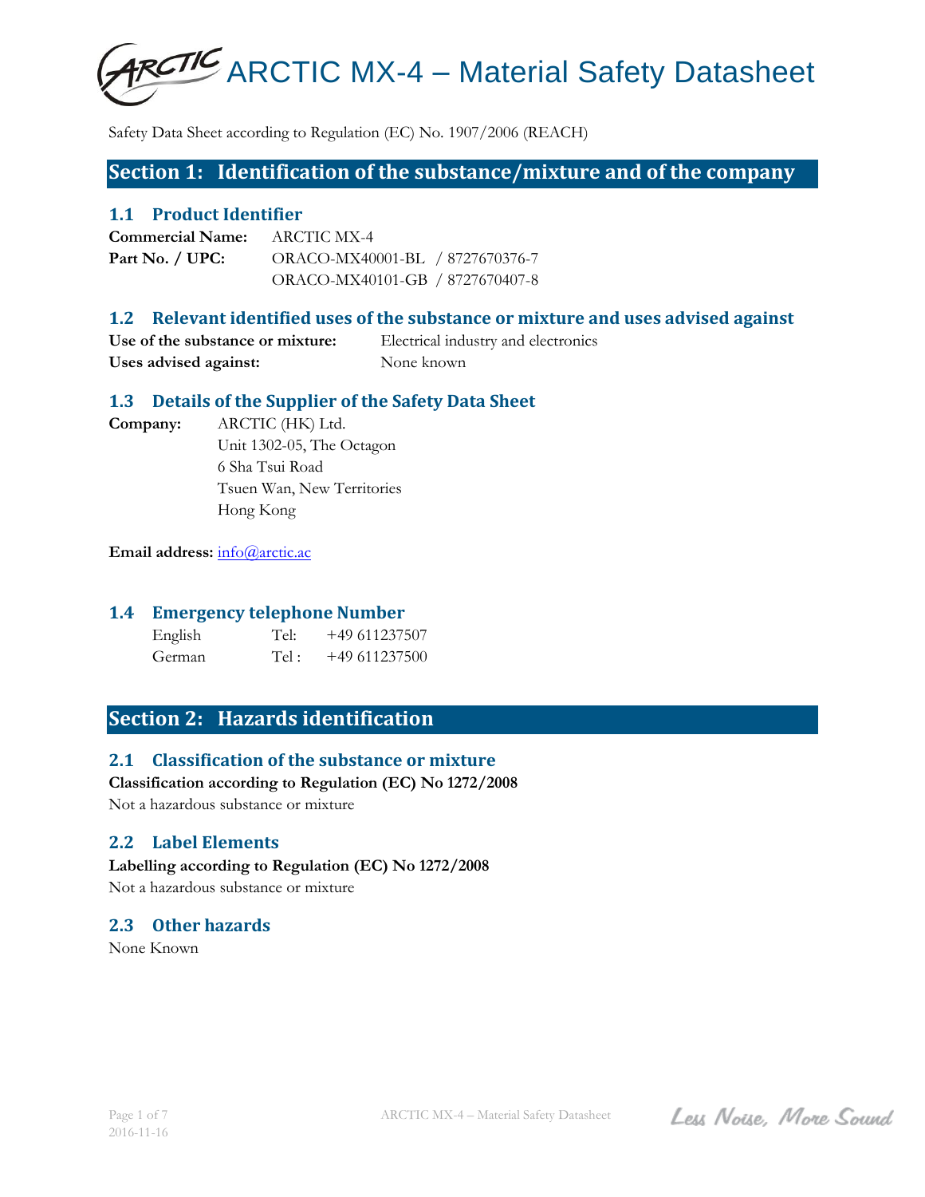# ARCTIC MX-4 – Material Safety Datasheet

Safety Data Sheet according to Regulation (EC) No. 1907/2006 (REACH)

## Section 1: Identification of the substance/mixture and of the company

### 1.1 Product Identifier

**Commercial Name:** ARCTIC MX-4

**Part No. / UPC:** ORACO-MX40001-BL / 8727670376-7
ORACO-MX40101-GB / 8727670407-8

### 1.2 Relevant identified uses of the substance or mixture and uses advised against

**Use of the substance or mixture:** Electrical industry and electronics

**Uses advised against:** None known

### 1.3 Details of the Supplier of the Safety Data Sheet

**Company:** ARCTIC (HK) Ltd.
Unit 1302-05, The Octagon
6 Sha Tsui Road
Tsuen Wan, New Territories
Hong Kong

**Email address:** info@arctic.ac

### 1.4 Emergency telephone Number

| | | |
|---|---|---|
| English | Tel: | +49 611237507 |
| German | Tel : | +49 611237500 |

## Section 2: Hazards identification

### 2.1 Classification of the substance or mixture

**Classification according to Regulation (EC) No 1272/2008**

Not a hazardous substance or mixture

### 2.2 Label Elements

**Labelling according to Regulation (EC) No 1272/2008**

Not a hazardous substance or mixture

### 2.3 Other hazards

None Known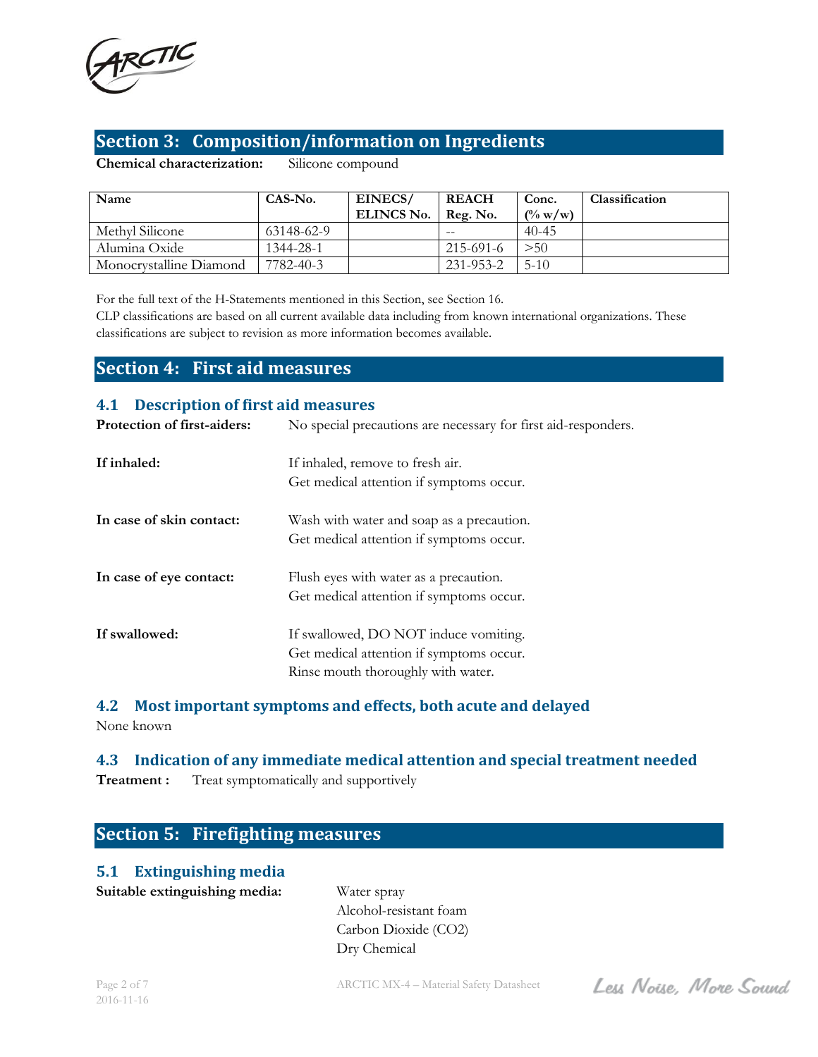## Section 3: Composition/information on Ingredients

**Chemical characterization:** Silicone compound

| Name | CAS-No. | EINECS/ ELINCS No. | REACH Reg. No. | Conc. (% w/w) | Classification |
|---|---|---|---|---|---|
| Methyl Silicone | 63148-62-9 | | -- | 40-45 | |
| Alumina Oxide | 1344-28-1 | | 215-691-6 | >50 | |
| Monocrystalline Diamond | 7782-40-3 | | 231-953-2 | 5-10 | |

For the full text of the H-Statements mentioned in this Section, see Section 16.
CLP classifications are based on all current available data including from known international organizations. These classifications are subject to revision as more information becomes available.

## Section 4: First aid measures

### 4.1 Description of first aid measures

**Protection of first-aiders:** No special precautions are necessary for first aid-responders.

**If inhaled:** If inhaled, remove to fresh air.
Get medical attention if symptoms occur.

**In case of skin contact:** Wash with water and soap as a precaution.
Get medical attention if symptoms occur.

**In case of eye contact:** Flush eyes with water as a precaution.
Get medical attention if symptoms occur.

**If swallowed:** If swallowed, DO NOT induce vomiting.
Get medical attention if symptoms occur.
Rinse mouth thoroughly with water.

### 4.2 Most important symptoms and effects, both acute and delayed

None known

### 4.3 Indication of any immediate medical attention and special treatment needed

**Treatment :** Treat symptomatically and supportively

## Section 5: Firefighting measures

### 5.1 Extinguishing media

**Suitable extinguishing media:**
Water spray
Alcohol-resistant foam
Carbon Dioxide ($CO_2$)
Dry Chemical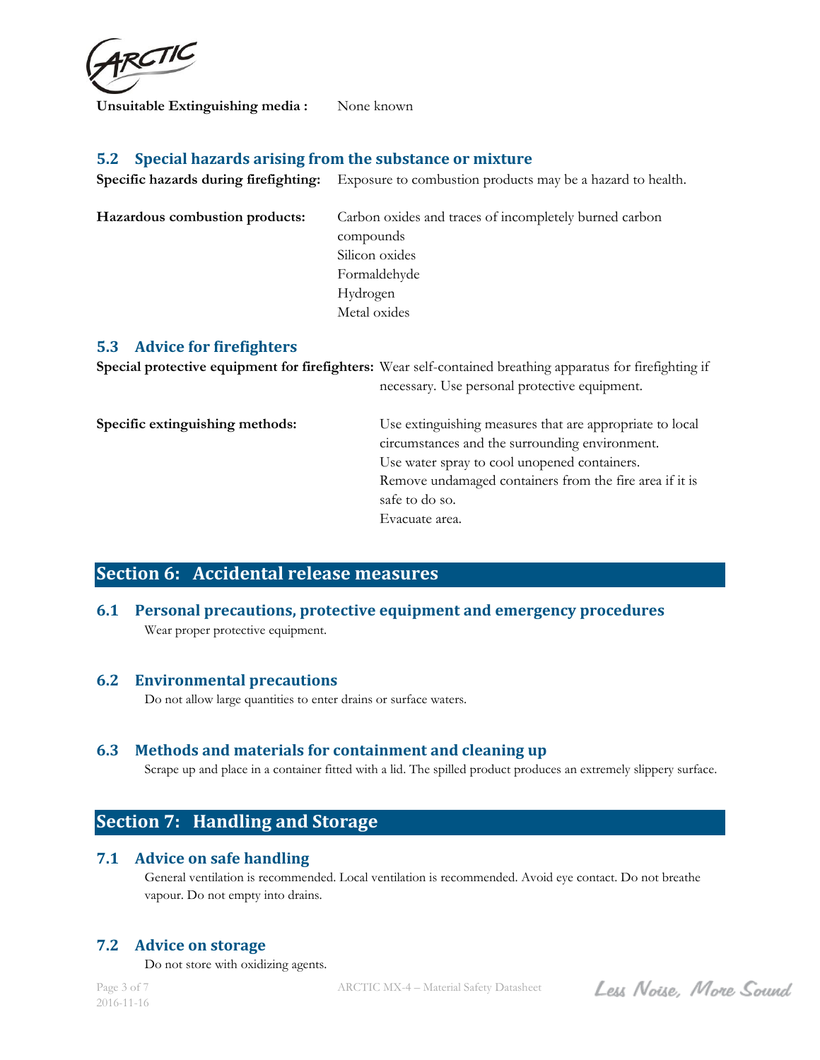**Unsuitable Extinguishing media :** None known

### 5.2 Special hazards arising from the substance or mixture

**Specific hazards during firefighting:** Exposure to combustion products may be a hazard to health.

**Hazardous combustion products:** Carbon oxides and traces of incompletely burned carbon compounds
Silicon oxides
Formaldehyde
Hydrogen
Metal oxides

### 5.3 Advice for firefighters

**Special protective equipment for firefighters:** Wear self-contained breathing apparatus for firefighting if necessary. Use personal protective equipment.

**Specific extinguishing methods:** Use extinguishing measures that are appropriate to local circumstances and the surrounding environment.
Use water spray to cool unopened containers.
Remove undamaged containers from the fire area if it is safe to do so.
Evacuate area.

## Section 6: Accidental release measures

### 6.1 Personal precautions, protective equipment and emergency procedures

Wear proper protective equipment.

### 6.2 Environmental precautions

Do not allow large quantities to enter drains or surface waters.

### 6.3 Methods and materials for containment and cleaning up

Scrape up and place in a container fitted with a lid. The spilled product produces an extremely slippery surface.

## Section 7: Handling and Storage

### 7.1 Advice on safe handling

General ventilation is recommended. Local ventilation is recommended. Avoid eye contact. Do not breathe vapour. Do not empty into drains.

### 7.2 Advice on storage

Do not store with oxidizing agents.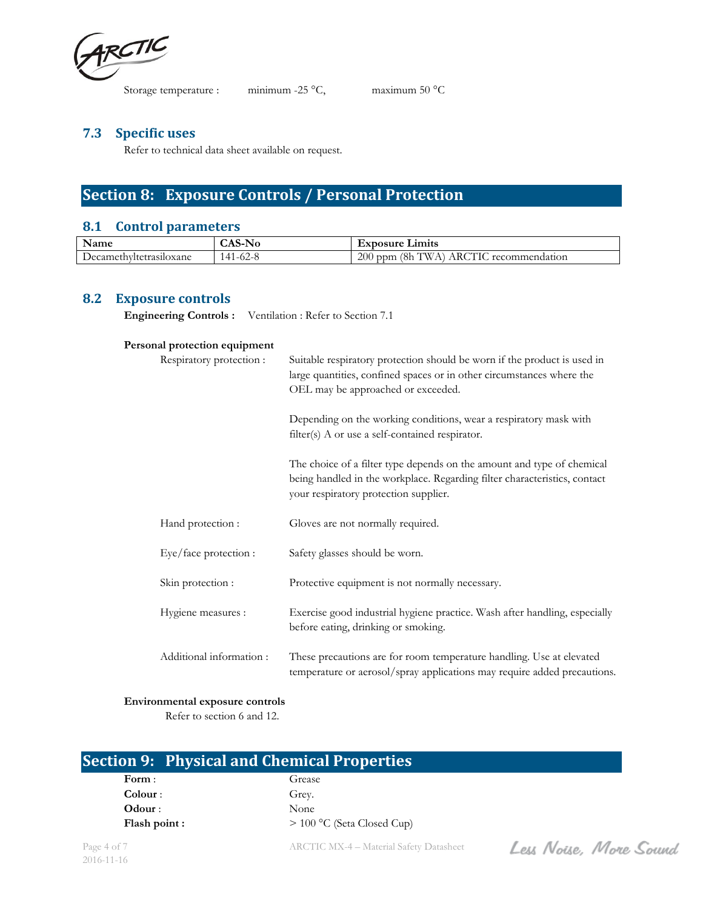Storage temperature : minimum -25 °C, maximum 50 °C

### 7.3 Specific uses

Refer to technical data sheet available on request.

## Section 8: Exposure Controls / Personal Protection

### 8.1 Control parameters

| Name | CAS-No | Exposure Limits |
|---|---|---|
| Decamethyltetrasiloxane | 141-62-8 | 200 ppm (8h TWA) ARCTIC recommendation |

### 8.2 Exposure controls

**Engineering Controls :** Ventilation : Refer to Section 7.1

**Personal protection equipment**

Respiratory protection : Suitable respiratory protection should be worn if the product is used in large quantities, confined spaces or in other circumstances where the OEL may be approached or exceeded.

Depending on the working conditions, wear a respiratory mask with filter(s) A or use a self-contained respirator.

The choice of a filter type depends on the amount and type of chemical being handled in the workplace. Regarding filter characteristics, contact your respiratory protection supplier.

Hand protection : Gloves are not normally required.

Eye/face protection : Safety glasses should be worn.

Skin protection : Protective equipment is not normally necessary.

Hygiene measures : Exercise good industrial hygiene practice. Wash after handling, especially before eating, drinking or smoking.

Additional information : These precautions are for room temperature handling. Use at elevated temperature or aerosol/spray applications may require added precautions.

**Environmental exposure controls**

Refer to section 6 and 12.

## Section 9: Physical and Chemical Properties

**Form** : Grease
**Colour** : Grey.
**Odour** : None
**Flash point :** > 100 °C (Seta Closed Cup)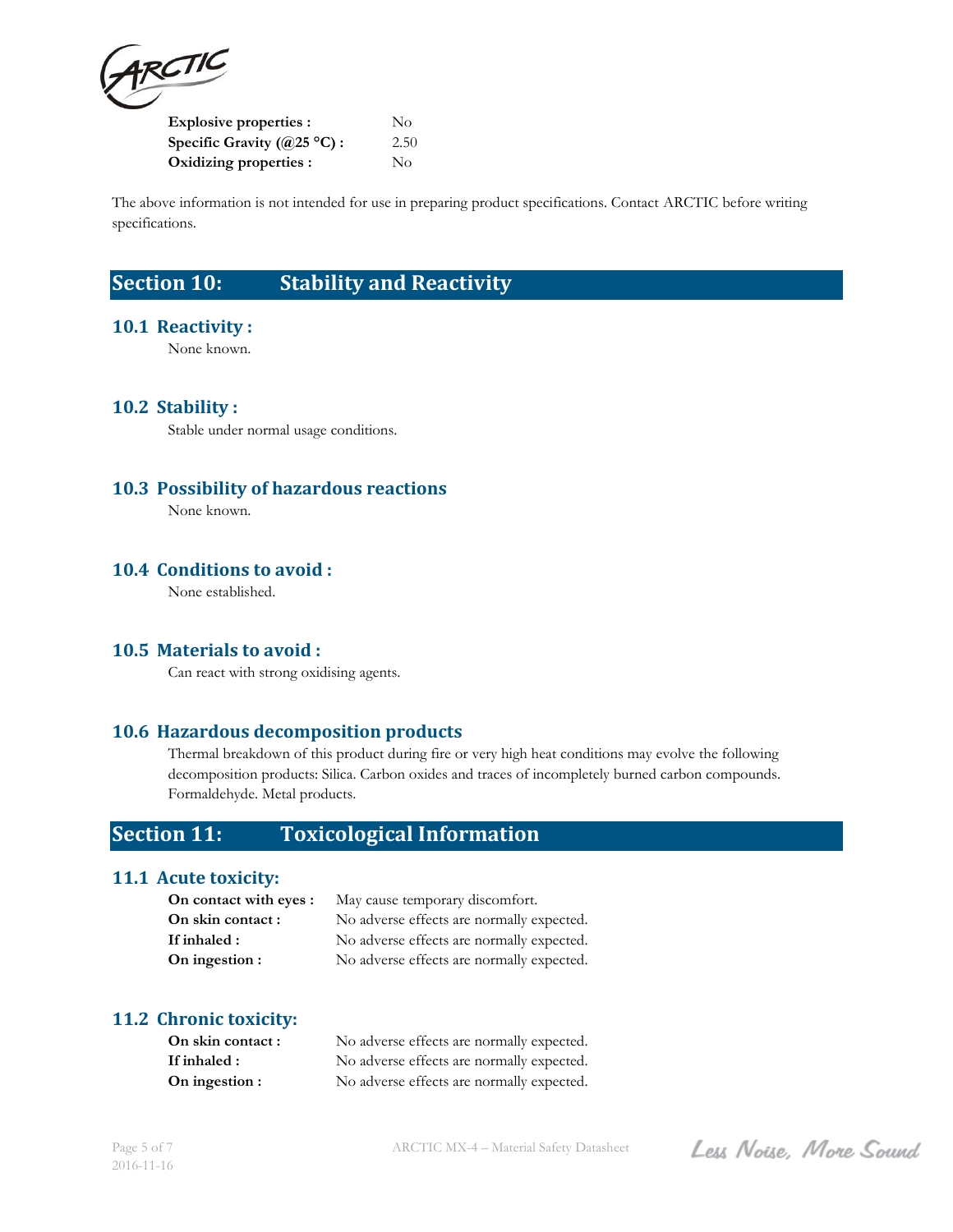| | |
|---|---|
| **Explosive properties :** | No |
| **Specific Gravity (@25 °C) :** | 2.50 |
| **Oxidizing properties :** | No |

The above information is not intended for use in preparing product specifications. Contact ARCTIC before writing specifications.

## Section 10: Stability and Reactivity

### 10.1 Reactivity :

None known.

### 10.2 Stability :

Stable under normal usage conditions.

### 10.3 Possibility of hazardous reactions

None known.

### 10.4 Conditions to avoid :

None established.

### 10.5 Materials to avoid :

Can react with strong oxidising agents.

### 10.6 Hazardous decomposition products

Thermal breakdown of this product during fire or very high heat conditions may evolve the following decomposition products: Silica. Carbon oxides and traces of incompletely burned carbon compounds. Formaldehyde. Metal products.

## Section 11: Toxicological Information

### 11.1 Acute toxicity:

| | |
|---|---|
| **On contact with eyes :** | May cause temporary discomfort. |
| **On skin contact :** | No adverse effects are normally expected. |
| **If inhaled :** | No adverse effects are normally expected. |
| **On ingestion :** | No adverse effects are normally expected. |

### 11.2 Chronic toxicity:

| | |
|---|---|
| **On skin contact :** | No adverse effects are normally expected. |
| **If inhaled :** | No adverse effects are normally expected. |
| **On ingestion :** | No adverse effects are normally expected. |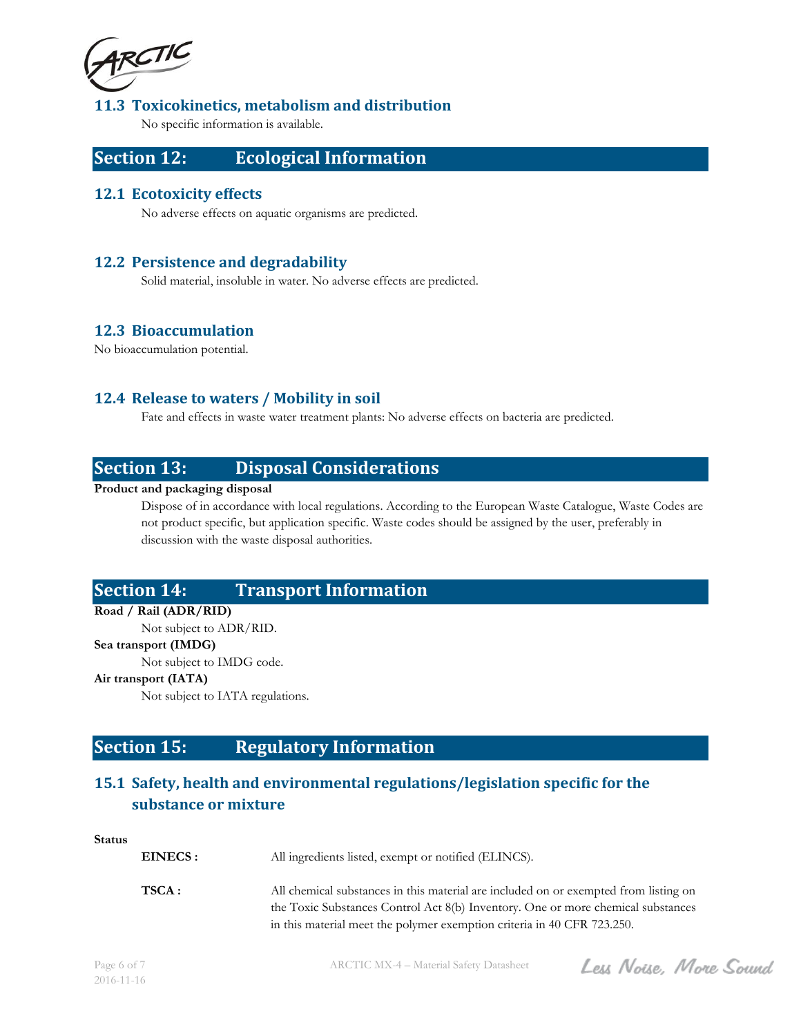### 11.3 Toxicokinetics, metabolism and distribution

No specific information is available.

## Section 12: Ecological Information

### 12.1 Ecotoxicity effects

No adverse effects on aquatic organisms are predicted.

### 12.2 Persistence and degradability

Solid material, insoluble in water. No adverse effects are predicted.

### 12.3 Bioaccumulation

No bioaccumulation potential.

### 12.4 Release to waters / Mobility in soil

Fate and effects in waste water treatment plants: No adverse effects on bacteria are predicted.

## Section 13: Disposal Considerations

**Product and packaging disposal**

Dispose of in accordance with local regulations. According to the European Waste Catalogue, Waste Codes are not product specific, but application specific. Waste codes should be assigned by the user, preferably in discussion with the waste disposal authorities.

## Section 14: Transport Information

**Road / Rail (ADR/RID)**

Not subject to ADR/RID.

**Sea transport (IMDG)**

Not subject to IMDG code.

**Air transport (IATA)**

Not subject to IATA regulations.

## Section 15: Regulatory Information

### 15.1 Safety, health and environmental regulations/legislation specific for the substance or mixture

**Status**

**EINECS :** All ingredients listed, exempt or notified (ELINCS).

**TSCA :** All chemical substances in this material are included on or exempted from listing on the Toxic Substances Control Act 8(b) Inventory. One or more chemical substances in this material meet the polymer exemption criteria in 40 CFR 723.250.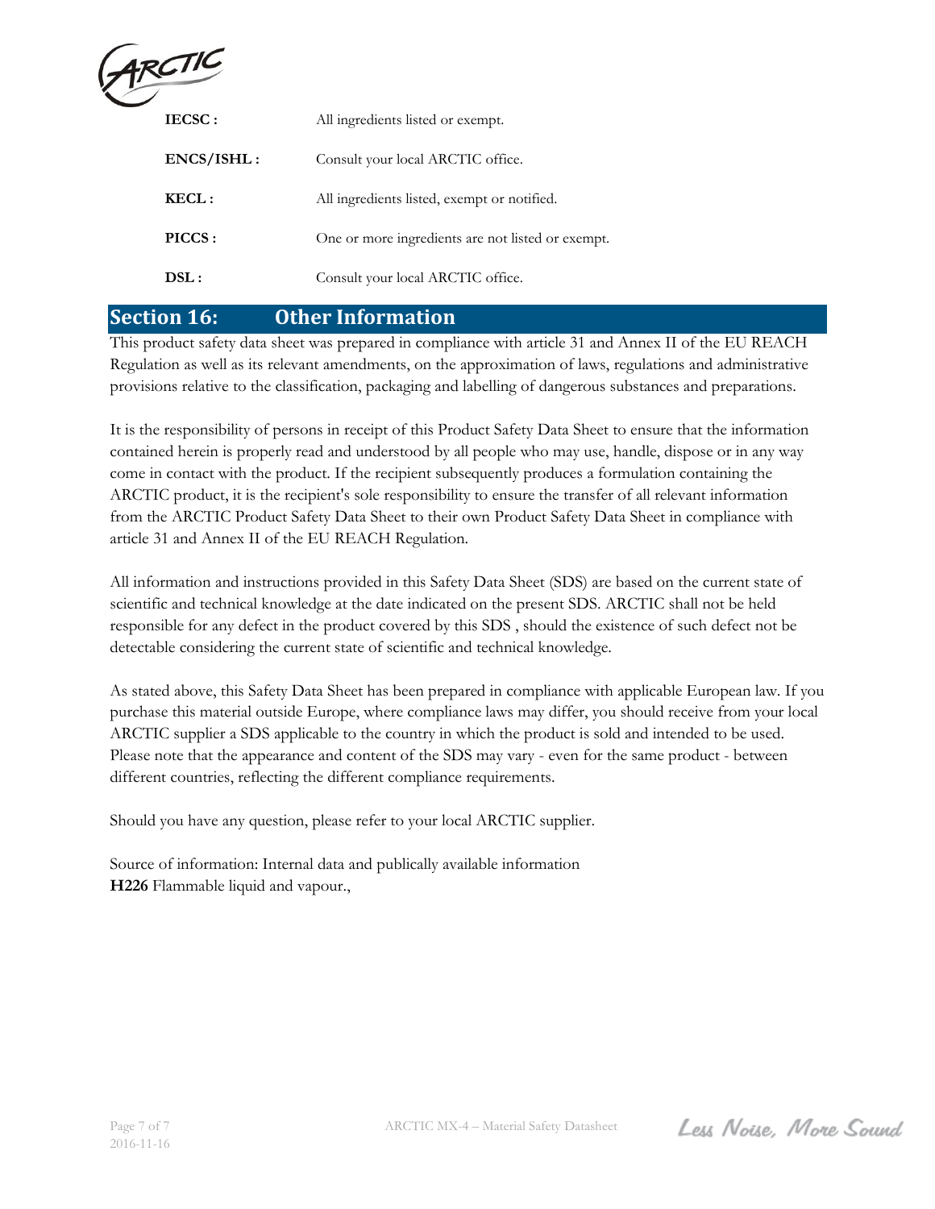| | |
|---|---|
| **IECSC :** | All ingredients listed or exempt. |
| **ENCS/ISHL :** | Consult your local ARCTIC office. |
| **KECL :** | All ingredients listed, exempt or notified. |
| **PICCS :** | One or more ingredients are not listed or exempt. |
| **DSL :** | Consult your local ARCTIC office. |

## Section 16: Other Information

This product safety data sheet was prepared in compliance with article 31 and Annex II of the EU REACH Regulation as well as its relevant amendments, on the approximation of laws, regulations and administrative provisions relative to the classification, packaging and labelling of dangerous substances and preparations.

It is the responsibility of persons in receipt of this Product Safety Data Sheet to ensure that the information contained herein is properly read and understood by all people who may use, handle, dispose or in any way come in contact with the product. If the recipient subsequently produces a formulation containing the ARCTIC product, it is the recipient's sole responsibility to ensure the transfer of all relevant information from the ARCTIC Product Safety Data Sheet to their own Product Safety Data Sheet in compliance with article 31 and Annex II of the EU REACH Regulation.

All information and instructions provided in this Safety Data Sheet (SDS) are based on the current state of scientific and technical knowledge at the date indicated on the present SDS. ARCTIC shall not be held responsible for any defect in the product covered by this SDS , should the existence of such defect not be detectable considering the current state of scientific and technical knowledge.

As stated above, this Safety Data Sheet has been prepared in compliance with applicable European law. If you purchase this material outside Europe, where compliance laws may differ, you should receive from your local ARCTIC supplier a SDS applicable to the country in which the product is sold and intended to be used. Please note that the appearance and content of the SDS may vary - even for the same product - between different countries, reflecting the different compliance requirements.

Should you have any question, please refer to your local ARCTIC supplier.

Source of information: Internal data and publically available information
**H226** Flammable liquid and vapour.,